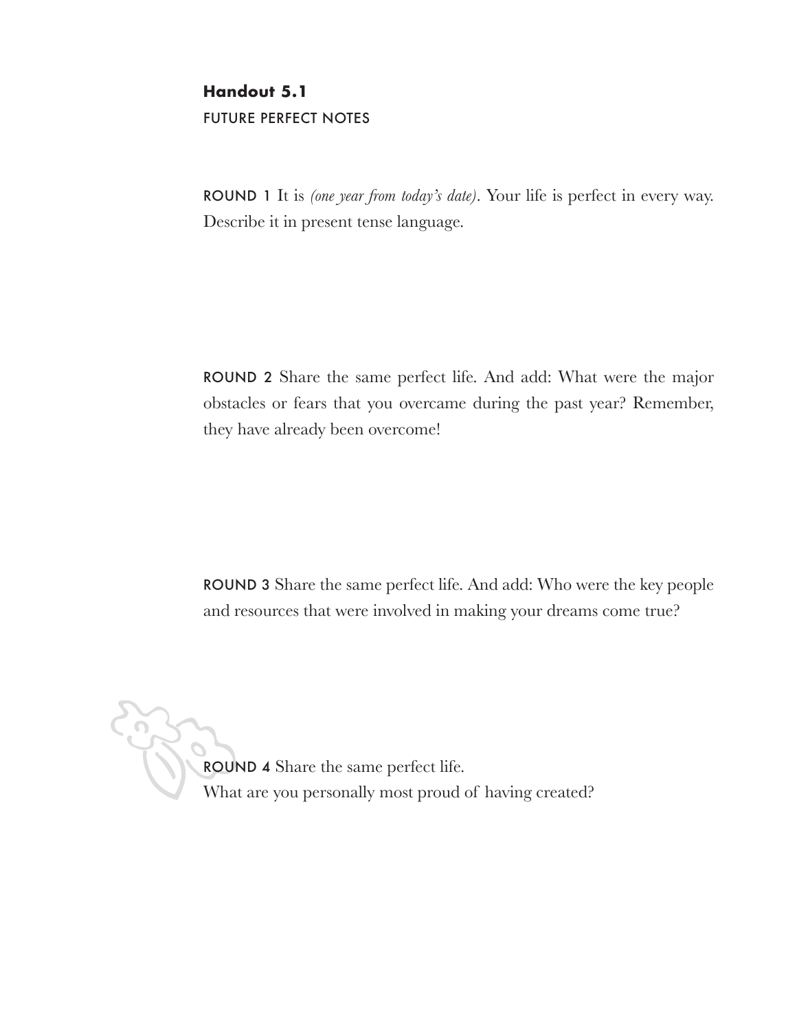**Handout 5.1**

FUTURE PERFECT NOTES

ROUND 1 It is *(one year from today's date)*. Your life is perfect in every way. Describe it in present tense language.

ROUND 2 Share the same perfect life. And add: What were the major obstacles or fears that you overcame during the past year? Remember, they have already been overcome!

ROUND 3 Share the same perfect life. And add: Who were the key people and resources that were involved in making your dreams come true?

ROUND 4 Share the same perfect life.
What are you personally most proud of having created?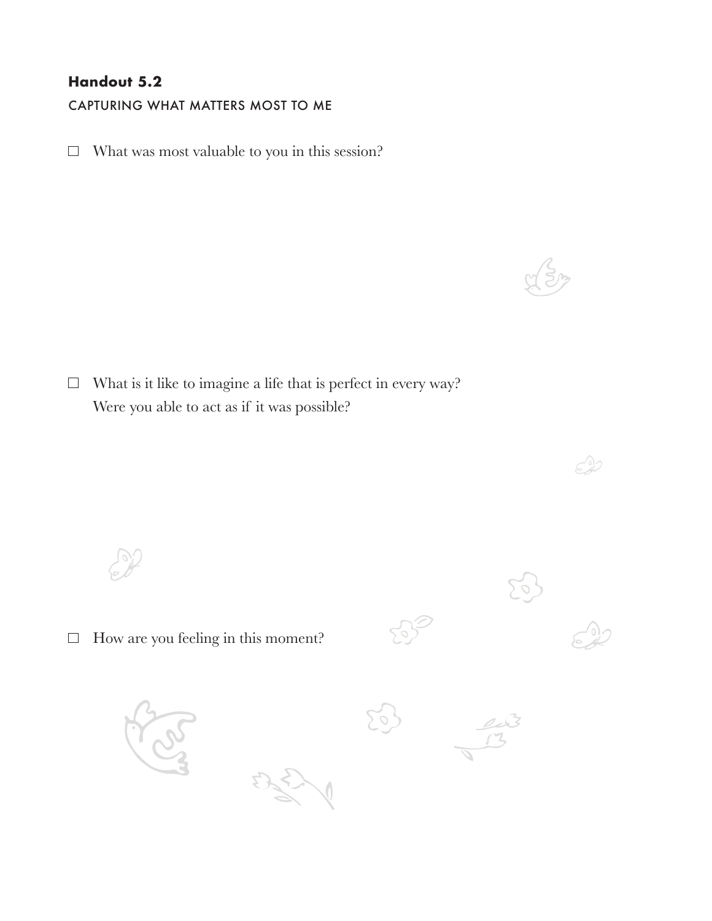**Handout 5.2**

CAPTURING WHAT MATTERS MOST TO ME

- ☐ What was most valuable to you in this session?

- ☐ What is it like to imagine a life that is perfect in every way?
  Were you able to act as if it was possible?

- ☐ How are you feeling in this moment?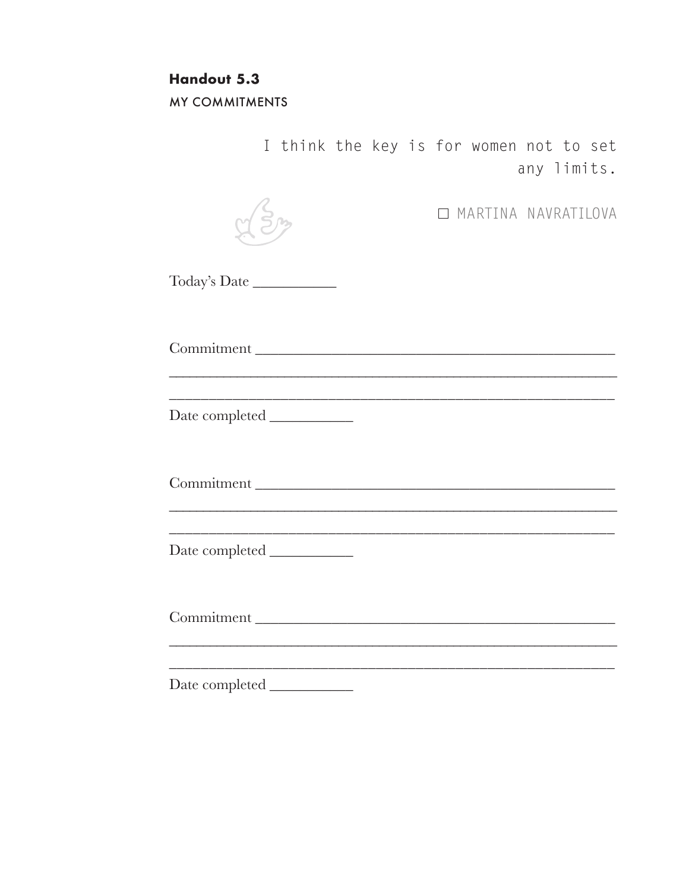**Handout 5.3**

MY COMMITMENTS

> I think the key is for women not to set any limits.
>
> □ MARTINA NAVRATILOVA

Today's Date ___________

Commitment ______________________________________________

____________________________________________________________

____________________________________________________________

Date completed ___________

Commitment ______________________________________________

____________________________________________________________

____________________________________________________________

Date completed ___________

Commitment ______________________________________________

____________________________________________________________

____________________________________________________________

Date completed ___________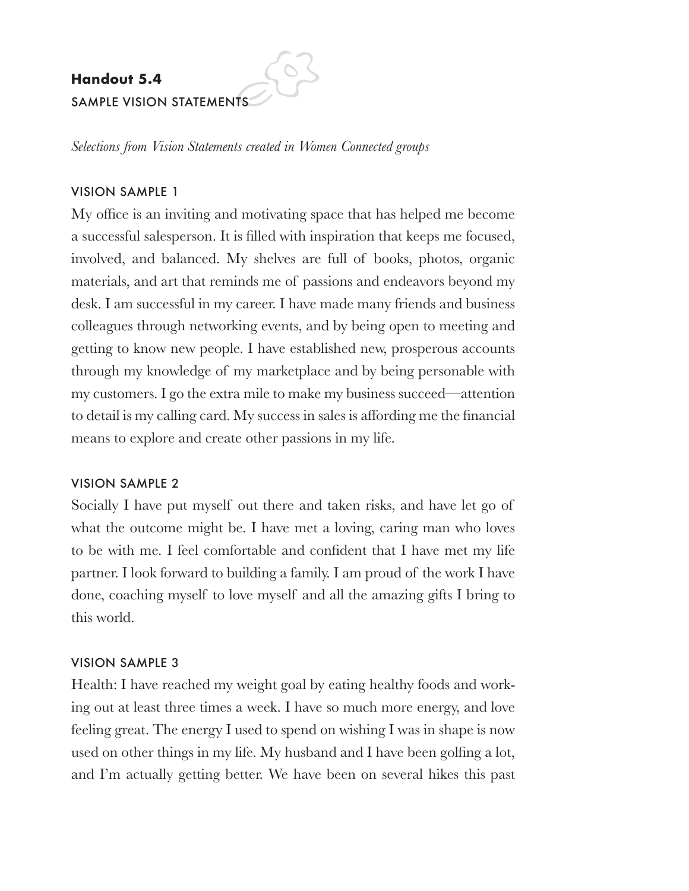**Handout 5.4**
SAMPLE VISION STATEMENTS

*Selections from Vision Statements created in Women Connected groups*

### VISION SAMPLE 1

My office is an inviting and motivating space that has helped me become a successful salesperson. It is filled with inspiration that keeps me focused, involved, and balanced. My shelves are full of books, photos, organic materials, and art that reminds me of passions and endeavors beyond my desk. I am successful in my career. I have made many friends and business colleagues through networking events, and by being open to meeting and getting to know new people. I have established new, prosperous accounts through my knowledge of my marketplace and by being personable with my customers. I go the extra mile to make my business succeed—attention to detail is my calling card. My success in sales is affording me the financial means to explore and create other passions in my life.

### VISION SAMPLE 2

Socially I have put myself out there and taken risks, and have let go of what the outcome might be. I have met a loving, caring man who loves to be with me. I feel comfortable and confident that I have met my life partner. I look forward to building a family. I am proud of the work I have done, coaching myself to love myself and all the amazing gifts I bring to this world.

### VISION SAMPLE 3

Health: I have reached my weight goal by eating healthy foods and working out at least three times a week. I have so much more energy, and love feeling great. The energy I used to spend on wishing I was in shape is now used on other things in my life. My husband and I have been golfing a lot, and I'm actually getting better. We have been on several hikes this past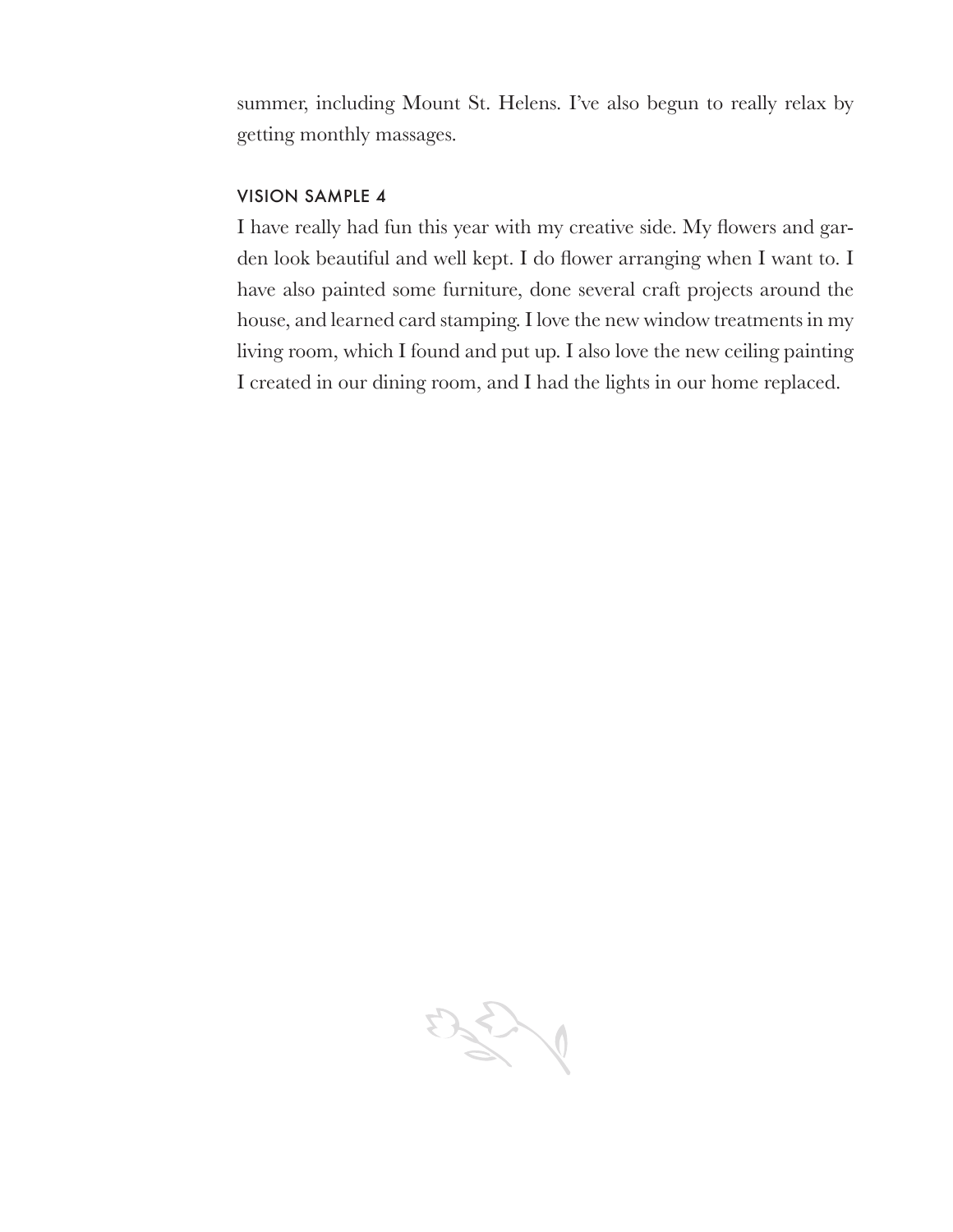summer, including Mount St. Helens. I've also begun to really relax by getting monthly massages.

#### VISION SAMPLE 4

I have really had fun this year with my creative side. My flowers and garden look beautiful and well kept. I do flower arranging when I want to. I have also painted some furniture, done several craft projects around the house, and learned card stamping. I love the new window treatments in my living room, which I found and put up. I also love the new ceiling painting I created in our dining room, and I had the lights in our home replaced.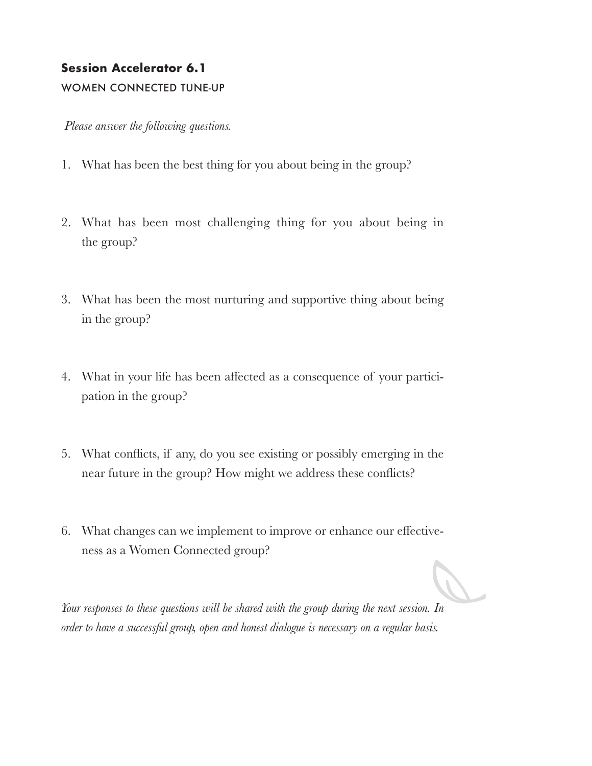**Session Accelerator 6.1**

WOMEN CONNECTED TUNE-UP

*Please answer the following questions.*

1. What has been the best thing for you about being in the group?

2. What has been most challenging thing for you about being in the group?

3. What has been the most nurturing and supportive thing about being in the group?

4. What in your life has been affected as a consequence of your participation in the group?

5. What conflicts, if any, do you see existing or possibly emerging in the near future in the group? How might we address these conflicts?

6. What changes can we implement to improve or enhance our effectiveness as a Women Connected group?

*Your responses to these questions will be shared with the group during the next session. In order to have a successful group, open and honest dialogue is necessary on a regular basis.*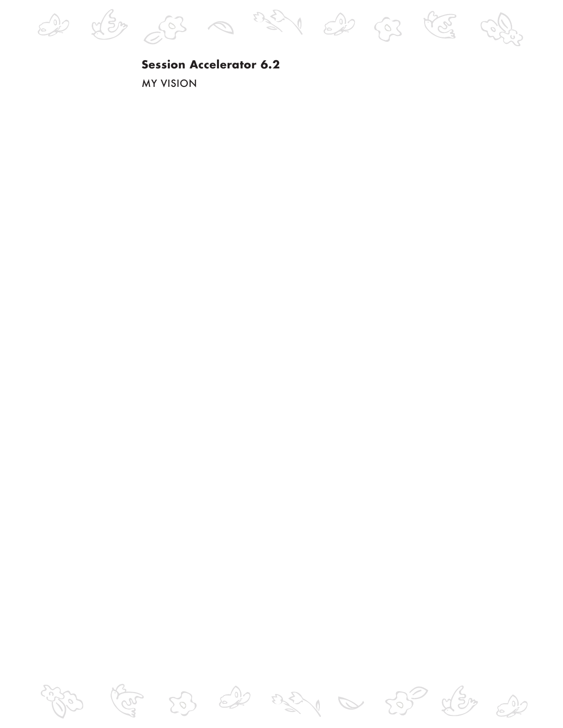**Session Accelerator 6.2**

MY VISION